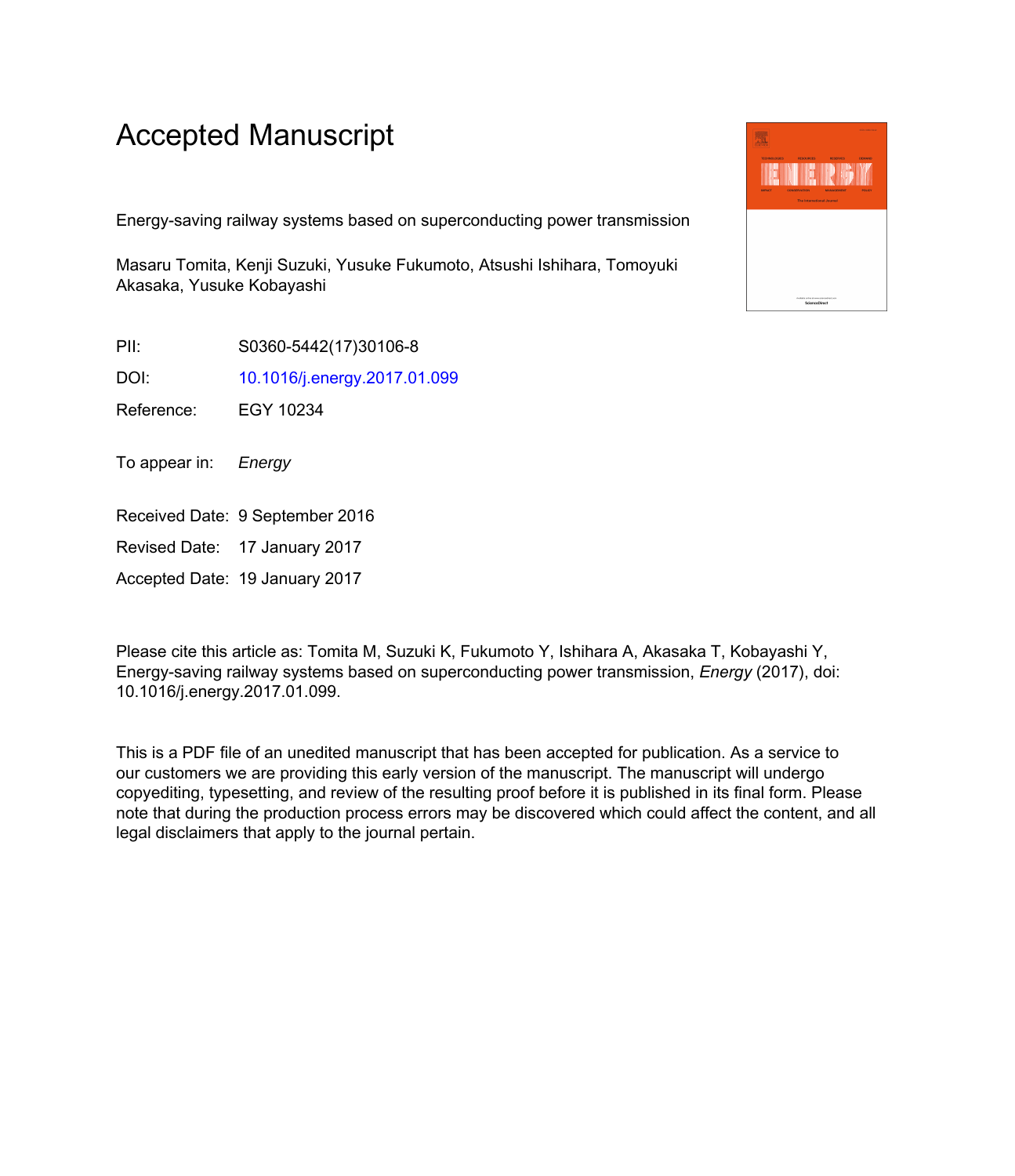# Accepted Manuscript

Energy-saving railway systems based on superconducting power transmission

Masaru Tomita, Kenji Suzuki, Yusuke Fukumoto, Atsushi Ishihara, Tomoyuki Akasaka, Yusuke Kobayashi

| | |
|---|---|
| PII: | S0360-5442(17)30106-8 |
| DOI: | 10.1016/j.energy.2017.01.099 |
| Reference: | EGY 10234 |

To appear in: *Energy*

| | |
|---|---|
| Received Date: | 9 September 2016 |
| Revised Date: | 17 January 2017 |
| Accepted Date: | 19 January 2017 |

Please cite this article as: Tomita M, Suzuki K, Fukumoto Y, Ishihara A, Akasaka T, Kobayashi Y, Energy-saving railway systems based on superconducting power transmission, *Energy* (2017), doi: 10.1016/j.energy.2017.01.099.

This is a PDF file of an unedited manuscript that has been accepted for publication. As a service to our customers we are providing this early version of the manuscript. The manuscript will undergo copyediting, typesetting, and review of the resulting proof before it is published in its final form. Please note that during the production process errors may be discovered which could affect the content, and all legal disclaimers that apply to the journal pertain.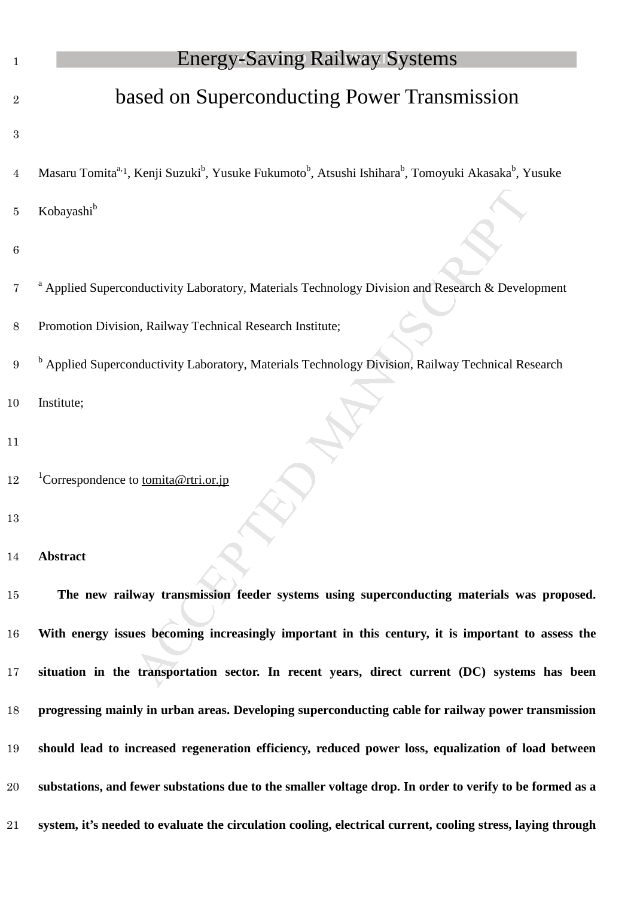# Energy-Saving Railway Systems based on Superconducting Power Transmission

Masaru Tomita[a,1], Kenji Suzuki[b], Yusuke Fukumoto[b], Atsushi Ishihara[b], Tomoyuki Akasaka[b], Yusuke Kobayashi[b]

[a] Applied Superconductivity Laboratory, Materials Technology Division and Research & Development Promotion Division, Railway Technical Research Institute;

[b] Applied Superconductivity Laboratory, Materials Technology Division, Railway Technical Research Institute;

[1]Correspondence to tomita@rtri.or.jp

**Abstract**

**The new railway transmission feeder systems using superconducting materials was proposed. With energy issues becoming increasingly important in this century, it is important to assess the situation in the transportation sector. In recent years, direct current (DC) systems has been progressing mainly in urban areas. Developing superconducting cable for railway power transmission should lead to increased regeneration efficiency, reduced power loss, equalization of load between substations, and fewer substations due to the smaller voltage drop. In order to verify to be formed as a system, it's needed to evaluate the circulation cooling, electrical current, cooling stress, laying through**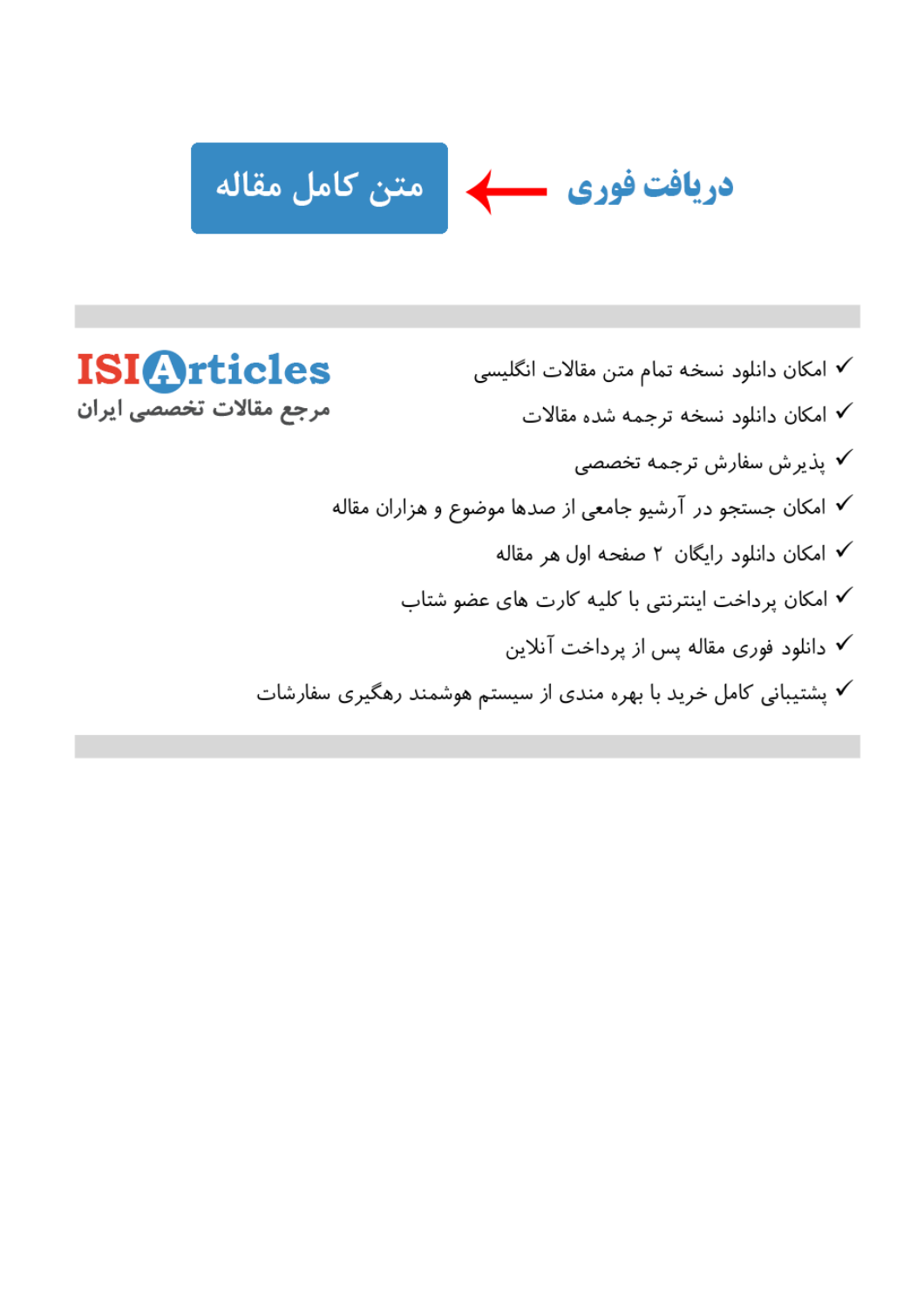دریافت فوری ← متن کامل مقاله

**ISIArticles**

مرجع مقالات تخصصی ایران

- ✓ امکان دانلود نسخه تمام متن مقالات انگلیسی
- ✓ امکان دانلود نسخه ترجمه شده مقالات
- ✓ پذیرش سفارش ترجمه تخصصی
- ✓ امکان جستجو در آرشیو جامعی از صدها موضوع و هزاران مقاله
- ✓ امکان دانلود رایگان ۲ صفحه اول هر مقاله
- ✓ امکان پرداخت اینترنتی با کلیه کارت های عضو شتاب
- ✓ دانلود فوری مقاله پس از پرداخت آنلاین
- ✓ پشتیبانی کامل خرید با بهره مندی از سیستم هوشمند رهگیری سفارشات